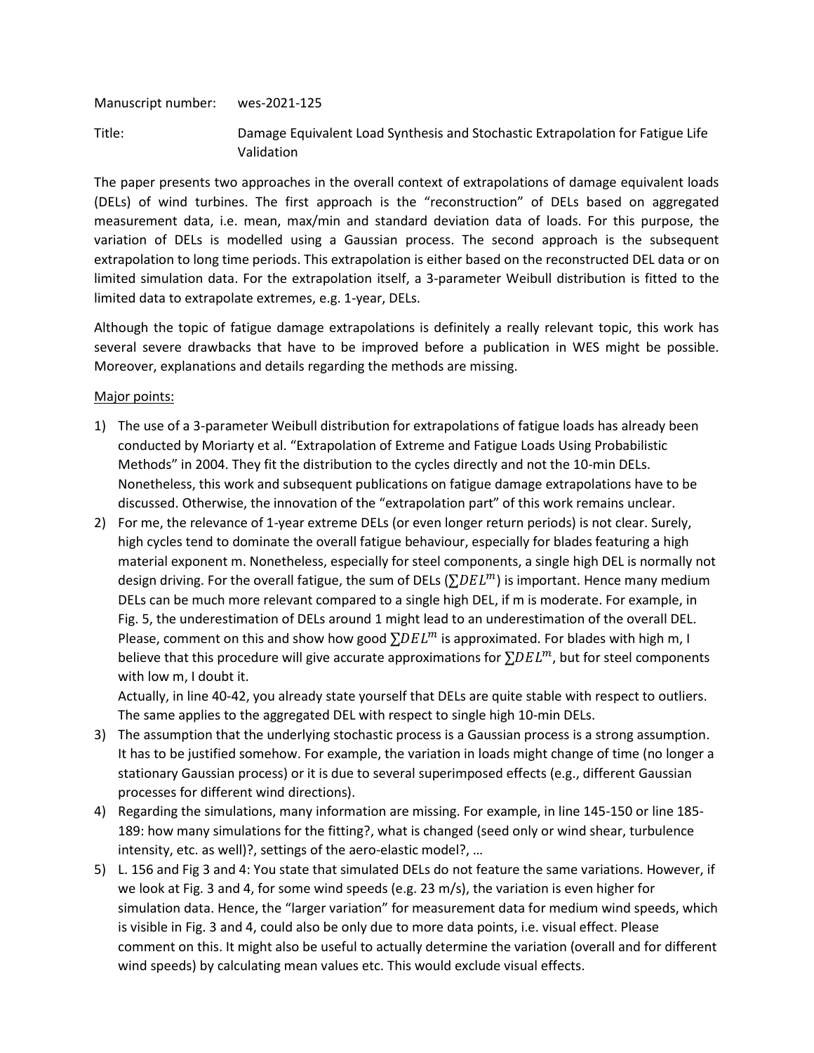Manuscript number: wes-2021-125

Title: Damage Equivalent Load Synthesis and Stochastic Extrapolation for Fatigue Life Validation

The paper presents two approaches in the overall context of extrapolations of damage equivalent loads (DELs) of wind turbines. The first approach is the "reconstruction" of DELs based on aggregated measurement data, i.e. mean, max/min and standard deviation data of loads. For this purpose, the variation of DELs is modelled using a Gaussian process. The second approach is the subsequent extrapolation to long time periods. This extrapolation is either based on the reconstructed DEL data or on limited simulation data. For the extrapolation itself, a 3-parameter Weibull distribution is fitted to the limited data to extrapolate extremes, e.g. 1-year, DELs.

Although the topic of fatigue damage extrapolations is definitely a really relevant topic, this work has several severe drawbacks that have to be improved before a publication in WES might be possible. Moreover, explanations and details regarding the methods are missing.

Major points:

1) The use of a 3-parameter Weibull distribution for extrapolations of fatigue loads has already been conducted by Moriarty et al. "Extrapolation of Extreme and Fatigue Loads Using Probabilistic Methods" in 2004. They fit the distribution to the cycles directly and not the 10-min DELs. Nonetheless, this work and subsequent publications on fatigue damage extrapolations have to be discussed. Otherwise, the innovation of the "extrapolation part" of this work remains unclear.
2) For me, the relevance of 1-year extreme DELs (or even longer return periods) is not clear. Surely, high cycles tend to dominate the overall fatigue behaviour, especially for blades featuring a high material exponent m. Nonetheless, especially for steel components, a single high DEL is normally not design driving. For the overall fatigue, the sum of DELs ($\sum DEL^m$) is important. Hence many medium DELs can be much more relevant compared to a single high DEL, if m is moderate. For example, in Fig. 5, the underestimation of DELs around 1 might lead to an underestimation of the overall DEL. Please, comment on this and show how good $\sum DEL^m$ is approximated. For blades with high m, I believe that this procedure will give accurate approximations for $\sum DEL^m$, but for steel components with low m, I doubt it.
   Actually, in line 40-42, you already state yourself that DELs are quite stable with respect to outliers. The same applies to the aggregated DEL with respect to single high 10-min DELs.
3) The assumption that the underlying stochastic process is a Gaussian process is a strong assumption. It has to be justified somehow. For example, the variation in loads might change of time (no longer a stationary Gaussian process) or it is due to several superimposed effects (e.g., different Gaussian processes for different wind directions).
4) Regarding the simulations, many information are missing. For example, in line 145-150 or line 185-189: how many simulations for the fitting?, what is changed (seed only or wind shear, turbulence intensity, etc. as well)?, settings of the aero-elastic model?, …
5) L. 156 and Fig 3 and 4: You state that simulated DELs do not feature the same variations. However, if we look at Fig. 3 and 4, for some wind speeds (e.g. 23 m/s), the variation is even higher for simulation data. Hence, the "larger variation" for measurement data for medium wind speeds, which is visible in Fig. 3 and 4, could also be only due to more data points, i.e. visual effect. Please comment on this. It might also be useful to actually determine the variation (overall and for different wind speeds) by calculating mean values etc. This would exclude visual effects.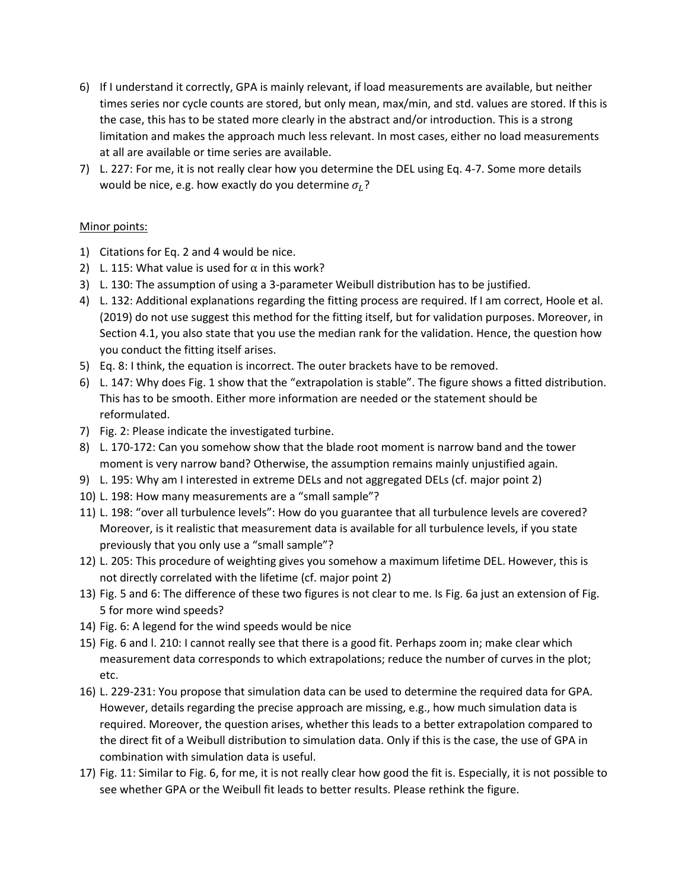6) If I understand it correctly, GPA is mainly relevant, if load measurements are available, but neither times series nor cycle counts are stored, but only mean, max/min, and std. values are stored. If this is the case, this has to be stated more clearly in the abstract and/or introduction. This is a strong limitation and makes the approach much less relevant. In most cases, either no load measurements at all are available or time series are available.
7) L. 227: For me, it is not really clear how you determine the DEL using Eq. 4-7. Some more details would be nice, e.g. how exactly do you determine $\sigma_L$?

<u>Minor points:</u>

1) Citations for Eq. 2 and 4 would be nice.
2) L. 115: What value is used for $\alpha$ in this work?
3) L. 130: The assumption of using a 3-parameter Weibull distribution has to be justified.
4) L. 132: Additional explanations regarding the fitting process are required. If I am correct, Hoole et al. (2019) do not use suggest this method for the fitting itself, but for validation purposes. Moreover, in Section 4.1, you also state that you use the median rank for the validation. Hence, the question how you conduct the fitting itself arises.
5) Eq. 8: I think, the equation is incorrect. The outer brackets have to be removed.
6) L. 147: Why does Fig. 1 show that the "extrapolation is stable". The figure shows a fitted distribution. This has to be smooth. Either more information are needed or the statement should be reformulated.
7) Fig. 2: Please indicate the investigated turbine.
8) L. 170-172: Can you somehow show that the blade root moment is narrow band and the tower moment is very narrow band? Otherwise, the assumption remains mainly unjustified again.
9) L. 195: Why am I interested in extreme DELs and not aggregated DELs (cf. major point 2)
10) L. 198: How many measurements are a "small sample"?
11) L. 198: "over all turbulence levels": How do you guarantee that all turbulence levels are covered? Moreover, is it realistic that measurement data is available for all turbulence levels, if you state previously that you only use a "small sample"?
12) L. 205: This procedure of weighting gives you somehow a maximum lifetime DEL. However, this is not directly correlated with the lifetime (cf. major point 2)
13) Fig. 5 and 6: The difference of these two figures is not clear to me. Is Fig. 6a just an extension of Fig. 5 for more wind speeds?
14) Fig. 6: A legend for the wind speeds would be nice
15) Fig. 6 and l. 210: I cannot really see that there is a good fit. Perhaps zoom in; make clear which measurement data corresponds to which extrapolations; reduce the number of curves in the plot; etc.
16) L. 229-231: You propose that simulation data can be used to determine the required data for GPA. However, details regarding the precise approach are missing, e.g., how much simulation data is required. Moreover, the question arises, whether this leads to a better extrapolation compared to the direct fit of a Weibull distribution to simulation data. Only if this is the case, the use of GPA in combination with simulation data is useful.
17) Fig. 11: Similar to Fig. 6, for me, it is not really clear how good the fit is. Especially, it is not possible to see whether GPA or the Weibull fit leads to better results. Please rethink the figure.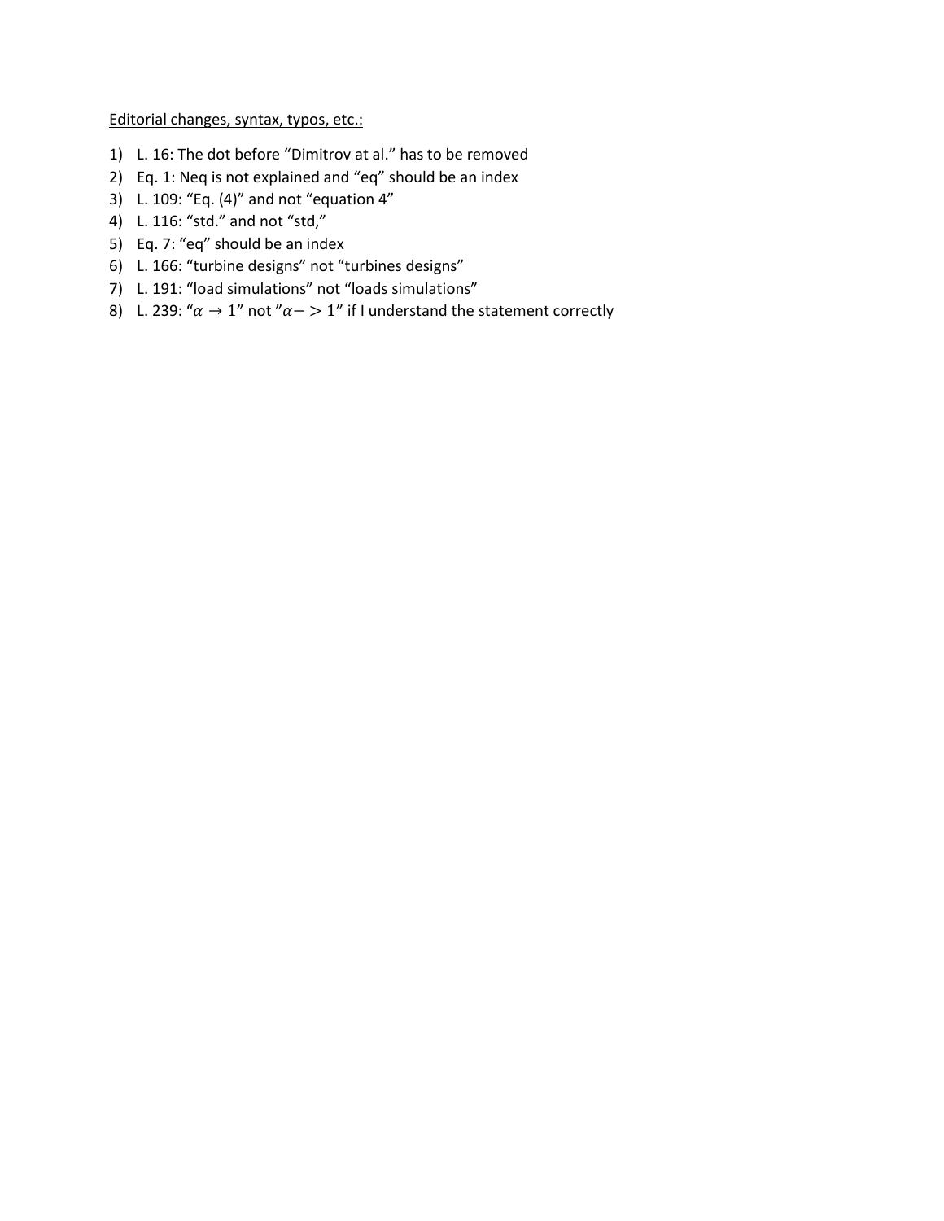<u>Editorial changes, syntax, typos, etc.:</u>

1) L. 16: The dot before “Dimitrov at al.” has to be removed
2) Eq. 1: Neq is not explained and “eq” should be an index
3) L. 109: “Eq. (4)” and not “equation 4”
4) L. 116: “std.” and not “std,”
5) Eq. 7: “eq” should be an index
6) L. 166: “turbine designs” not “turbines designs”
7) L. 191: “load simulations” not “loads simulations”
8) L. 239: “$\alpha \rightarrow 1$” not ”$\alpha -> 1$” if I understand the statement correctly